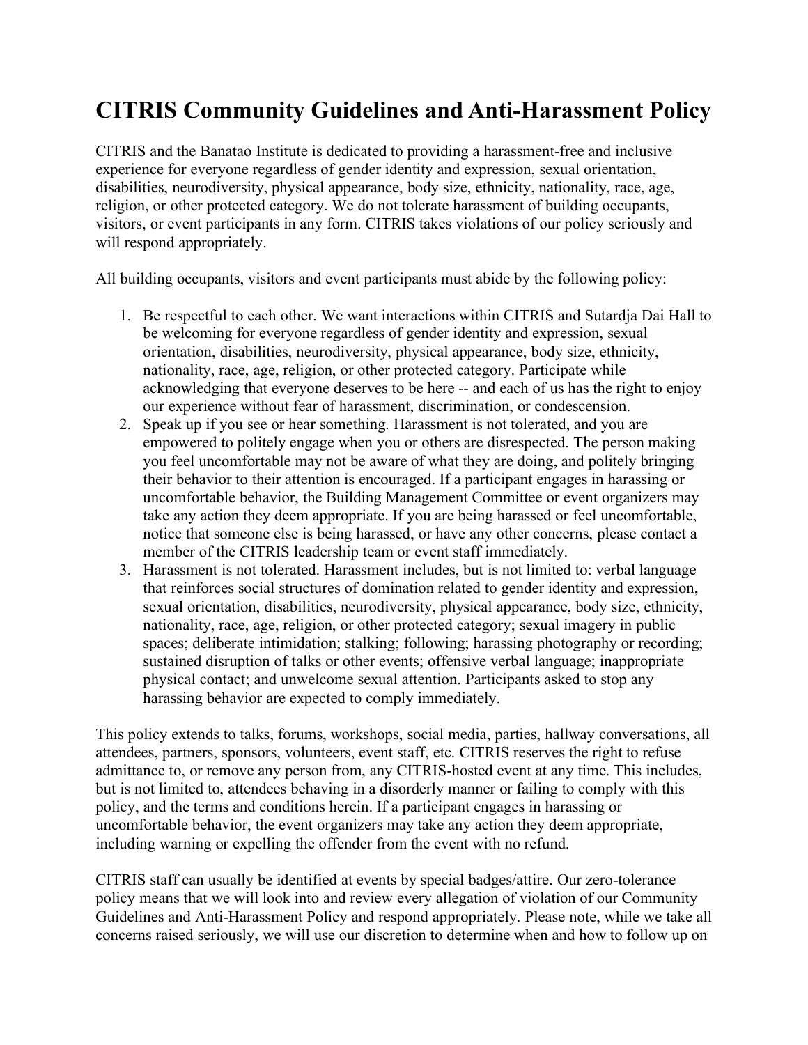# CITRIS Community Guidelines and Anti-Harassment Policy

CITRIS and the Banatao Institute is dedicated to providing a harassment-free and inclusive experience for everyone regardless of gender identity and expression, sexual orientation, disabilities, neurodiversity, physical appearance, body size, ethnicity, nationality, race, age, religion, or other protected category. We do not tolerate harassment of building occupants, visitors, or event participants in any form. CITRIS takes violations of our policy seriously and will respond appropriately.

All building occupants, visitors and event participants must abide by the following policy:

1. Be respectful to each other. We want interactions within CITRIS and Sutardja Dai Hall to be welcoming for everyone regardless of gender identity and expression, sexual orientation, disabilities, neurodiversity, physical appearance, body size, ethnicity, nationality, race, age, religion, or other protected category. Participate while acknowledging that everyone deserves to be here -- and each of us has the right to enjoy our experience without fear of harassment, discrimination, or condescension.
2. Speak up if you see or hear something. Harassment is not tolerated, and you are empowered to politely engage when you or others are disrespected. The person making you feel uncomfortable may not be aware of what they are doing, and politely bringing their behavior to their attention is encouraged. If a participant engages in harassing or uncomfortable behavior, the Building Management Committee or event organizers may take any action they deem appropriate. If you are being harassed or feel uncomfortable, notice that someone else is being harassed, or have any other concerns, please contact a member of the CITRIS leadership team or event staff immediately.
3. Harassment is not tolerated. Harassment includes, but is not limited to: verbal language that reinforces social structures of domination related to gender identity and expression, sexual orientation, disabilities, neurodiversity, physical appearance, body size, ethnicity, nationality, race, age, religion, or other protected category; sexual imagery in public spaces; deliberate intimidation; stalking; following; harassing photography or recording; sustained disruption of talks or other events; offensive verbal language; inappropriate physical contact; and unwelcome sexual attention. Participants asked to stop any harassing behavior are expected to comply immediately.

This policy extends to talks, forums, workshops, social media, parties, hallway conversations, all attendees, partners, sponsors, volunteers, event staff, etc. CITRIS reserves the right to refuse admittance to, or remove any person from, any CITRIS-hosted event at any time. This includes, but is not limited to, attendees behaving in a disorderly manner or failing to comply with this policy, and the terms and conditions herein. If a participant engages in harassing or uncomfortable behavior, the event organizers may take any action they deem appropriate, including warning or expelling the offender from the event with no refund.

CITRIS staff can usually be identified at events by special badges/attire. Our zero-tolerance policy means that we will look into and review every allegation of violation of our Community Guidelines and Anti-Harassment Policy and respond appropriately. Please note, while we take all concerns raised seriously, we will use our discretion to determine when and how to follow up on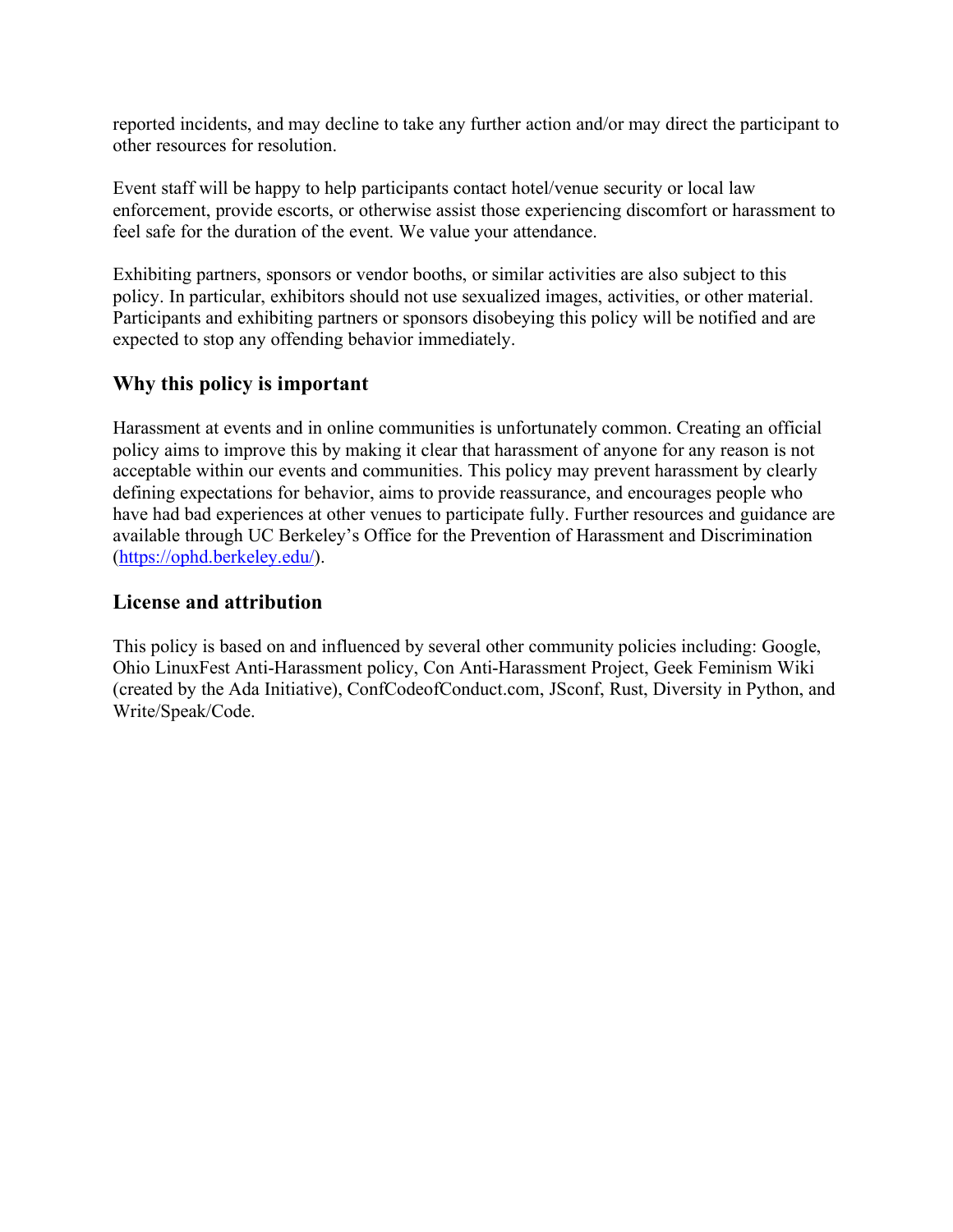reported incidents, and may decline to take any further action and/or may direct the participant to other resources for resolution.

Event staff will be happy to help participants contact hotel/venue security or local law enforcement, provide escorts, or otherwise assist those experiencing discomfort or harassment to feel safe for the duration of the event. We value your attendance.

Exhibiting partners, sponsors or vendor booths, or similar activities are also subject to this policy. In particular, exhibitors should not use sexualized images, activities, or other material. Participants and exhibiting partners or sponsors disobeying this policy will be notified and are expected to stop any offending behavior immediately.

## Why this policy is important

Harassment at events and in online communities is unfortunately common. Creating an official policy aims to improve this by making it clear that harassment of anyone for any reason is not acceptable within our events and communities. This policy may prevent harassment by clearly defining expectations for behavior, aims to provide reassurance, and encourages people who have had bad experiences at other venues to participate fully. Further resources and guidance are available through UC Berkeley's Office for the Prevention of Harassment and Discrimination ([https://ophd.berkeley.edu/](https://ophd.berkeley.edu/)).

## License and attribution

This policy is based on and influenced by several other community policies including: Google, Ohio LinuxFest Anti-Harassment policy, Con Anti-Harassment Project, Geek Feminism Wiki (created by the Ada Initiative), ConfCodeofConduct.com, JSconf, Rust, Diversity in Python, and Write/Speak/Code.